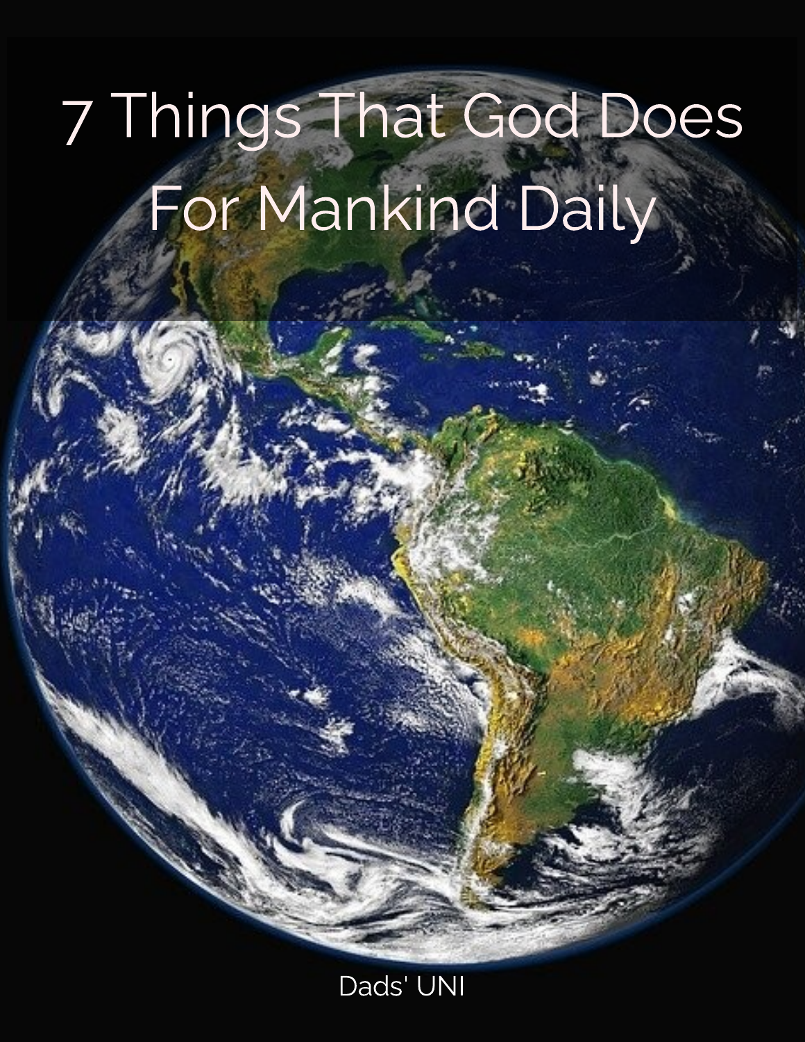# 7 Things That God Does For Mankind Daily

Dads' UNI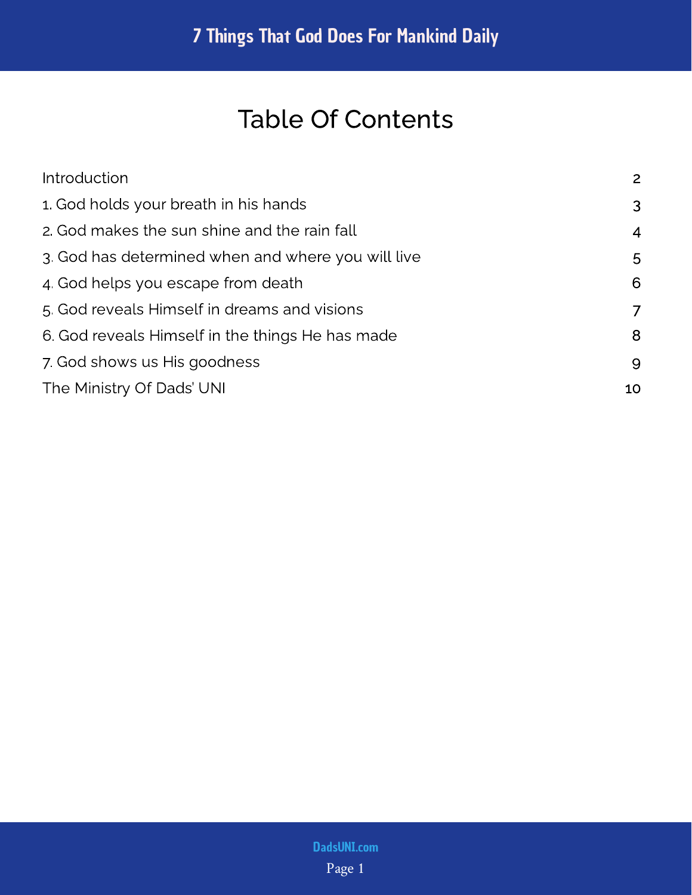# Table Of Contents

| | |
|---|---|
| Introduction | 2 |
| 1. God holds your breath in his hands | 3 |
| 2. God makes the sun shine and the rain fall | 4 |
| 3. God has determined when and where you will live | 5 |
| 4. God helps you escape from death | 6 |
| 5. God reveals Himself in dreams and visions | 7 |
| 6. God reveals Himself in the things He has made | 8 |
| 7. God shows us His goodness | 9 |
| The Ministry Of Dads' UNI | 10 |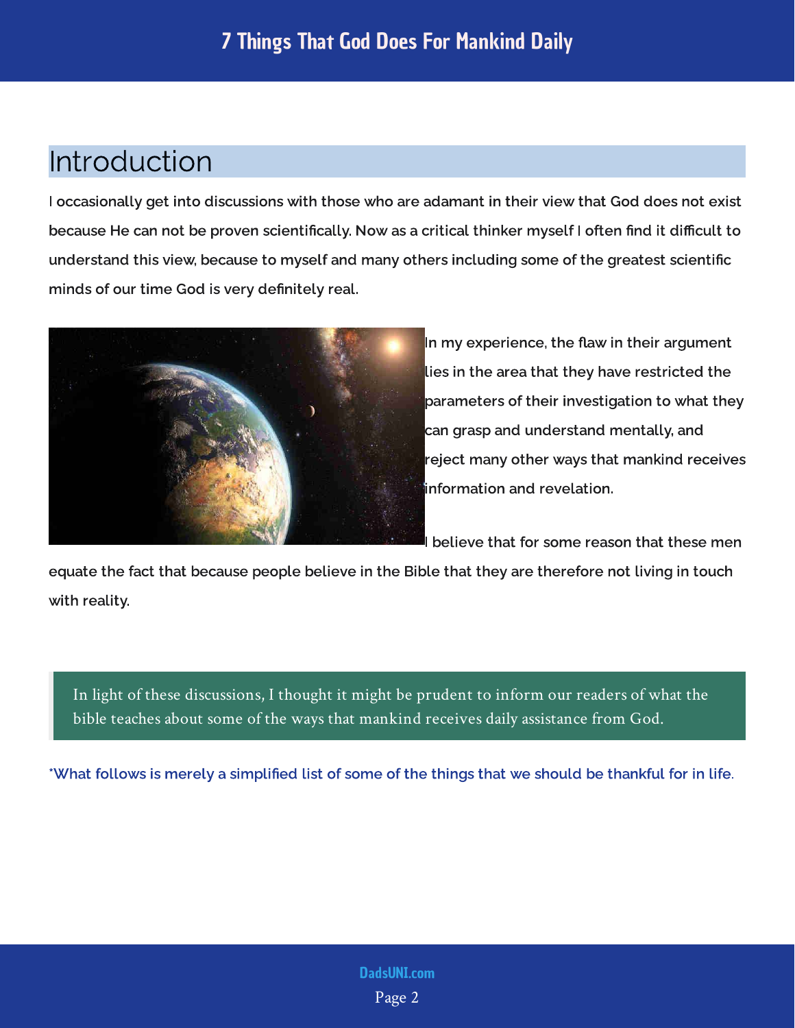## Introduction

I occasionally get into discussions with those who are adamant in their view that God does not exist because He can not be proven scientifically. Now as a critical thinker myself I often find it difficult to understand this view, because to myself and many others including some of the greatest scientific minds of our time God is very definitely real.

In my experience, the flaw in their argument lies in the area that they have restricted the parameters of their investigation to what they can grasp and understand mentally, and reject many other ways that mankind receives information and revelation.

I believe that for some reason that these men equate the fact that because people believe in the Bible that they are therefore not living in touch with reality.

> In light of these discussions, I thought it might be prudent to inform our readers of what the bible teaches about some of the ways that mankind receives daily assistance from God.

*What follows is merely a simplified list of some of the things that we should be thankful for in life.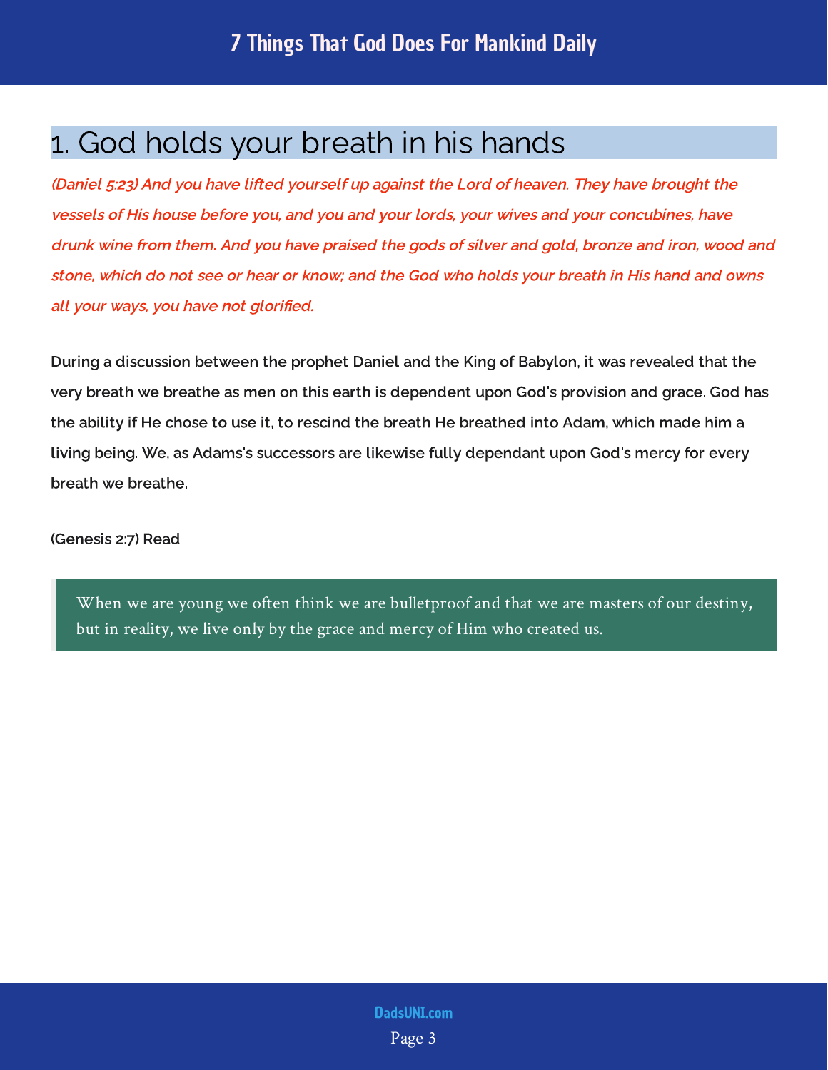## 1. God holds your breath in his hands

***(Daniel 5:23) And you have lifted yourself up against the Lord of heaven. They have brought the vessels of His house before you, and you and your lords, your wives and your concubines, have drunk wine from them. And you have praised the gods of silver and gold, bronze and iron, wood and stone, which do not see or hear or know; and the God who holds your breath in His hand and owns all your ways, you have not glorified.***

During a discussion between the prophet Daniel and the King of Babylon, it was revealed that the very breath we breathe as men on this earth is dependent upon God's provision and grace. God has the ability if He chose to use it, to rescind the breath He breathed into Adam, which made him a living being. We, as Adams's successors are likewise fully dependant upon God's mercy for every breath we breathe.

(Genesis 2:7) Read

> When we are young we often think we are bulletproof and that we are masters of our destiny, but in reality, we live only by the grace and mercy of Him who created us.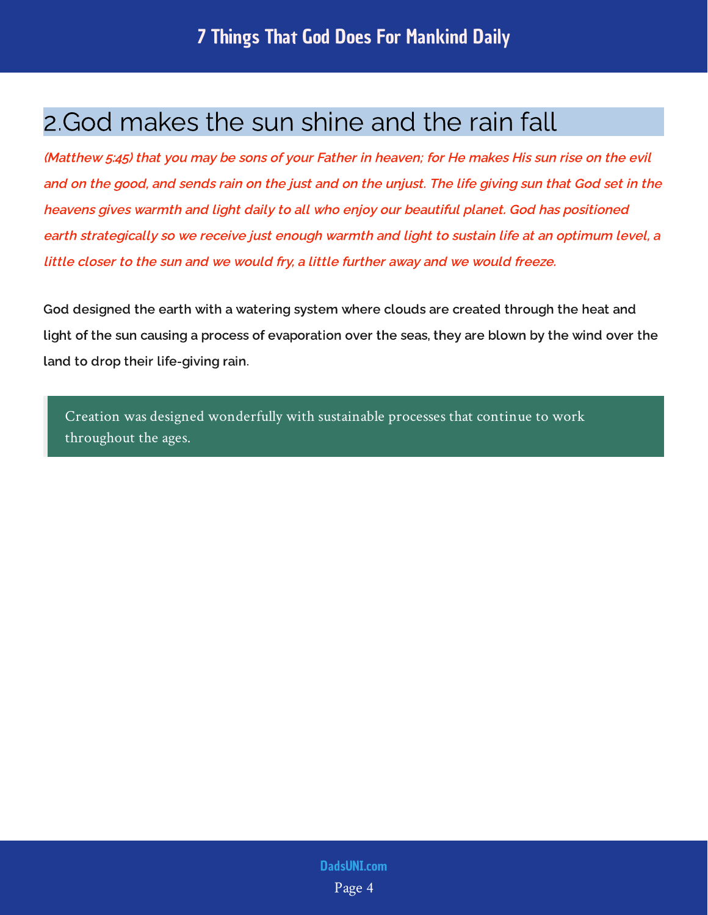## 2.God makes the sun shine and the rain fall

***(Matthew 5:45) that you may be sons of your Father in heaven; for He makes His sun rise on the evil and on the good, and sends rain on the just and on the unjust. The life giving sun that God set in the heavens gives warmth and light daily to all who enjoy our beautiful planet. God has positioned earth strategically so we receive just enough warmth and light to sustain life at an optimum level, a little closer to the sun and we would fry, a little further away and we would freeze.***

**God designed the earth with a watering system where clouds are created through the heat and light of the sun causing a process of evaporation over the seas, they are blown by the wind over the land to drop their life-giving rain.**

> Creation was designed wonderfully with sustainable processes that continue to work throughout the ages.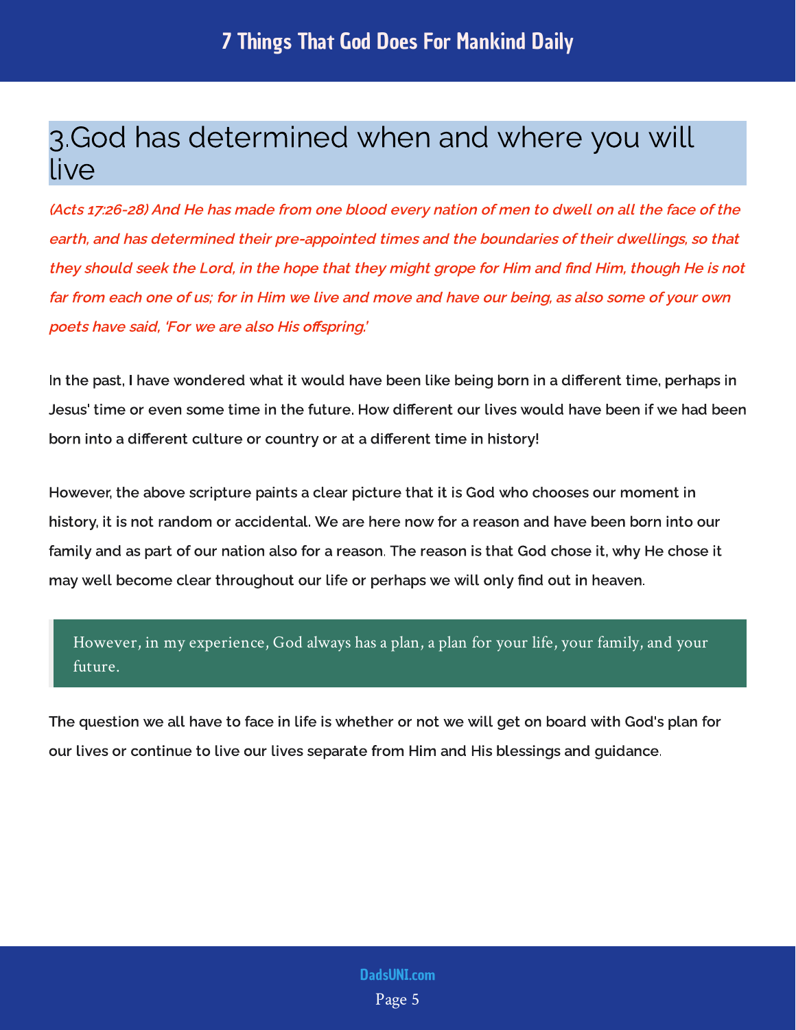## 3.God has determined when and where you will live

*(Acts 17:26-28) And He has made from one blood every nation of men to dwell on all the face of the earth, and has determined their pre-appointed times and the boundaries of their dwellings, so that they should seek the Lord, in the hope that they might grope for Him and find Him, though He is not far from each one of us; for in Him we live and move and have our being, as also some of your own poets have said, 'For we are also His offspring.'*

In the past, I have wondered what it would have been like being born in a different time, perhaps in Jesus' time or even some time in the future. How different our lives would have been if we had been born into a different culture or country or at a different time in history!

However, the above scripture paints a clear picture that it is God who chooses our moment in history, it is not random or accidental. We are here now for a reason and have been born into our family and as part of our nation also for a reason. The reason is that God chose it, why He chose it may well become clear throughout our life or perhaps we will only find out in heaven.

> However, in my experience, God always has a plan, a plan for your life, your family, and your future.

The question we all have to face in life is whether or not we will get on board with God's plan for our lives or continue to live our lives separate from Him and His blessings and guidance.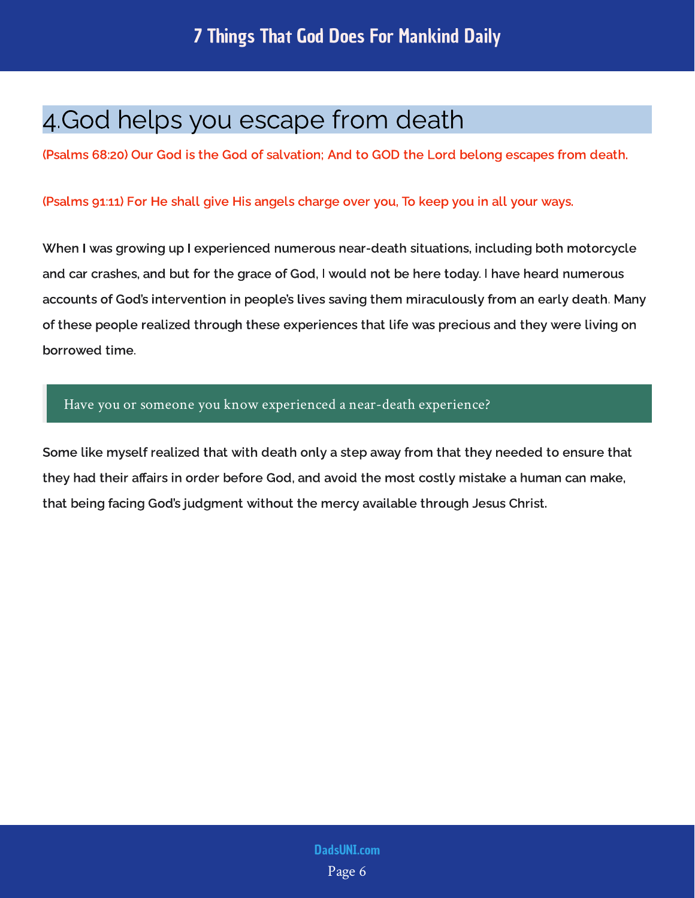## 4.God helps you escape from death

**(Psalms 68:20) Our God is the God of salvation; And to GOD the Lord belong escapes from death.**

**(Psalms 91:11) For He shall give His angels charge over you, To keep you in all your ways.**

When I was growing up I experienced numerous near-death situations, including both motorcycle and car crashes, and but for the grace of God, I would not be here today. I have heard numerous accounts of God's intervention in people's lives saving them miraculously from an early death. Many of these people realized through these experiences that life was precious and they were living on borrowed time.

> Have you or someone you know experienced a near-death experience?

Some like myself realized that with death only a step away from that they needed to ensure that they had their affairs in order before God, and avoid the most costly mistake a human can make, that being facing God's judgment without the mercy available through Jesus Christ.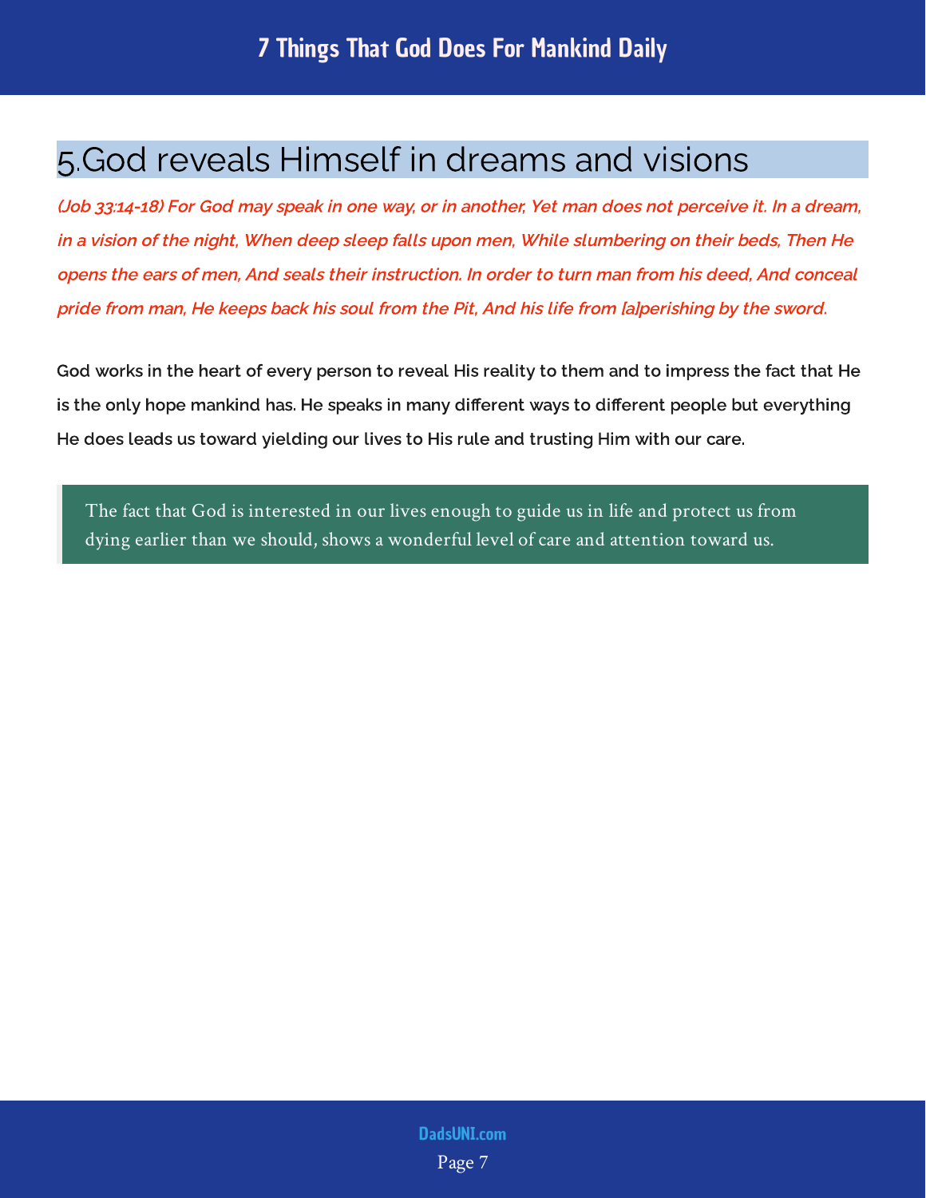## 5.God reveals Himself in dreams and visions

***(Job 33:14-18) For God may speak in one way, or in another, Yet man does not perceive it. In a dream, in a vision of the night, When deep sleep falls upon men, While slumbering on their beds, Then He opens the ears of men, And seals their instruction. In order to turn man from his deed, And conceal pride from man, He keeps back his soul from the Pit, And his life from [a]perishing by the sword.***

**God works in the heart of every person to reveal His reality to them and to impress the fact that He is the only hope mankind has. He speaks in many different ways to different people but everything He does leads us toward yielding our lives to His rule and trusting Him with our care.**

> The fact that God is interested in our lives enough to guide us in life and protect us from dying earlier than we should, shows a wonderful level of care and attention toward us.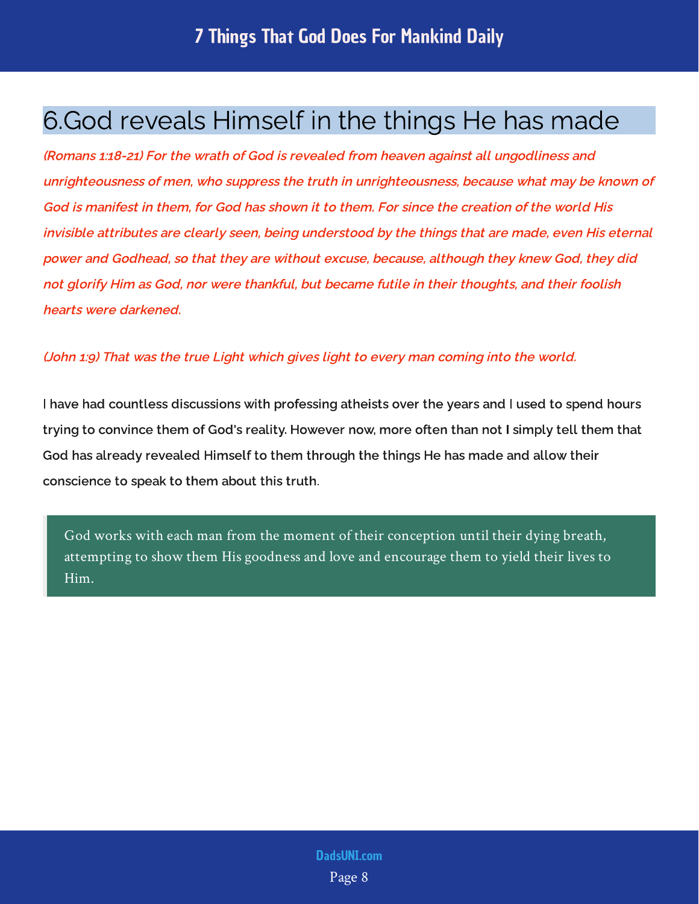## 6.God reveals Himself in the things He has made

***(Romans 1:18-21) For the wrath of God is revealed from heaven against all ungodliness and unrighteousness of men, who suppress the truth in unrighteousness, because what may be known of God is manifest in them, for God has shown it to them. For since the creation of the world His invisible attributes are clearly seen, being understood by the things that are made, even His eternal power and Godhead, so that they are without excuse, because, although they knew God, they did not glorify Him as God, nor were thankful, but became futile in their thoughts, and their foolish hearts were darkened.***

***(John 1:9) That was the true Light which gives light to every man coming into the world.***

I have had countless discussions with professing atheists over the years and I used to spend hours trying to convince them of God's reality. However now, more often than not I simply tell them that God has already revealed Himself to them through the things He has made and allow their conscience to speak to them about this truth.

> God works with each man from the moment of their conception until their dying breath, attempting to show them His goodness and love and encourage them to yield their lives to Him.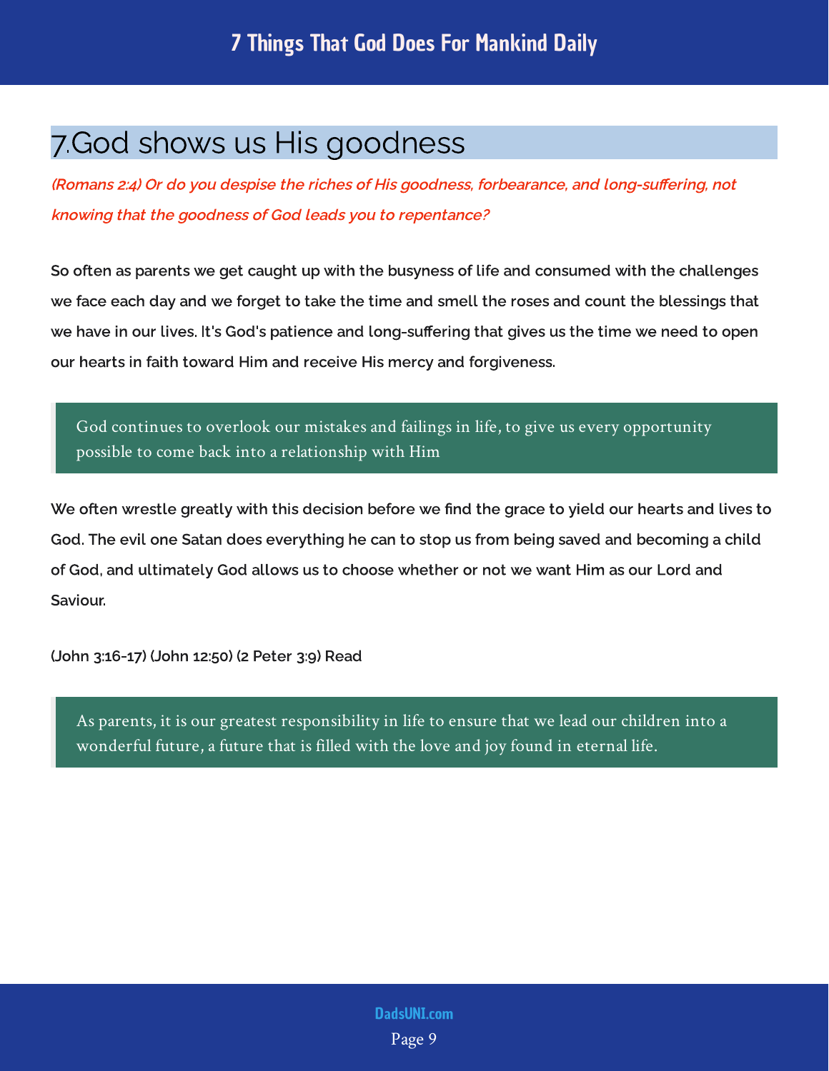## 7.God shows us His goodness

*(Romans 2:4) Or do you despise the riches of His goodness, forbearance, and long-suffering, not knowing that the goodness of God leads you to repentance?*

So often as parents we get caught up with the busyness of life and consumed with the challenges we face each day and we forget to take the time and smell the roses and count the blessings that we have in our lives. It's God's patience and long-suffering that gives us the time we need to open our hearts in faith toward Him and receive His mercy and forgiveness.

> God continues to overlook our mistakes and failings in life, to give us every opportunity possible to come back into a relationship with Him

We often wrestle greatly with this decision before we find the grace to yield our hearts and lives to God. The evil one Satan does everything he can to stop us from being saved and becoming a child of God, and ultimately God allows us to choose whether or not we want Him as our Lord and Saviour.

(John 3:16-17) (John 12:50) (2 Peter 3:9) Read

> As parents, it is our greatest responsibility in life to ensure that we lead our children into a wonderful future, a future that is filled with the love and joy found in eternal life.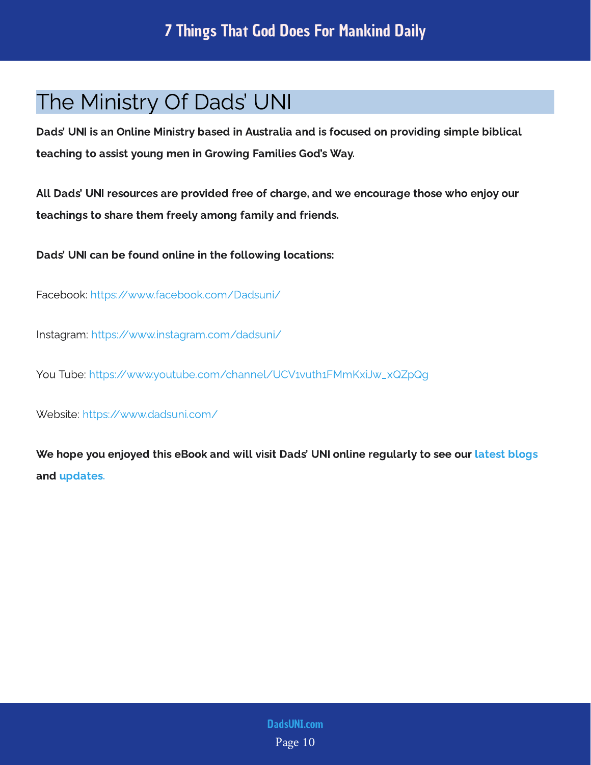# The Ministry Of Dads' UNI

**Dads' UNI is an Online Ministry based in Australia and is focused on providing simple biblical teaching to assist young men in Growing Families God's Way.**

**All Dads' UNI resources are provided free of charge, and we encourage those who enjoy our teachings to share them freely among family and friends.**

**Dads' UNI can be found online in the following locations:**

Facebook: https://www.facebook.com/Dadsuni/

Instagram: https://www.instagram.com/dadsuni/

You Tube: https://www.youtube.com/channel/UCV1vuth1FMmKxiJw_xQZpQg

Website: https://www.dadsuni.com/

**We hope you enjoyed this eBook and will visit Dads' UNI online regularly to see our latest blogs and updates.**